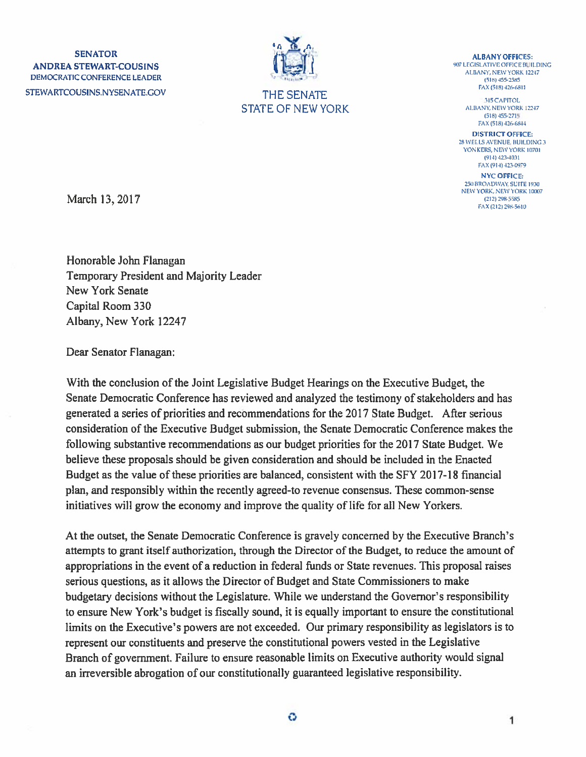**SENATOR**
**ANDREA STEWART-COUSINS**
DEMOCRATIC CONFERENCE LEADER
STEWARTCOUSINS.NYSENATE.GOV

THE SENATE
STATE OF NEW YORK

**ALBANY OFFICES:**
907 LEGISLATIVE OFFICE BUILDING
ALBANY, NEW YORK 12247
(518) 455-2585
FAX (518) 426-6811

315 CAPITOL
ALBANY, NEW YORK 12247
(518) 455-2715
FAX (518) 426-6844

**DISTRICT OFFICE:**
28 WELLS AVENUE, BUILDING 3
YONKERS, NEW YORK 10701
(914) 423-4031
FAX (914) 423-0979

**NYC OFFICE:**
250 BROADWAY, SUITE 1930
NEW YORK, NEW YORK 10007
(212) 298-5585
FAX (212) 298-5610

March 13, 2017

Honorable John Flanagan
Temporary President and Majority Leader
New York Senate
Capital Room 330
Albany, New York 12247

Dear Senator Flanagan:

With the conclusion of the Joint Legislative Budget Hearings on the Executive Budget, the Senate Democratic Conference has reviewed and analyzed the testimony of stakeholders and has generated a series of priorities and recommendations for the 2017 State Budget. After serious consideration of the Executive Budget submission, the Senate Democratic Conference makes the following substantive recommendations as our budget priorities for the 2017 State Budget. We believe these proposals should be given consideration and should be included in the Enacted Budget as the value of these priorities are balanced, consistent with the SFY 2017-18 financial plan, and responsibly within the recently agreed-to revenue consensus. These common-sense initiatives will grow the economy and improve the quality of life for all New Yorkers.

At the outset, the Senate Democratic Conference is gravely concerned by the Executive Branch's attempts to grant itself authorization, through the Director of the Budget, to reduce the amount of appropriations in the event of a reduction in federal funds or State revenues. This proposal raises serious questions, as it allows the Director of Budget and State Commissioners to make budgetary decisions without the Legislature. While we understand the Governor's responsibility to ensure New York's budget is fiscally sound, it is equally important to ensure the constitutional limits on the Executive's powers are not exceeded. Our primary responsibility as legislators is to represent our constituents and preserve the constitutional powers vested in the Legislative Branch of government. Failure to ensure reasonable limits on Executive authority would signal an irreversible abrogation of our constitutionally guaranteed legislative responsibility.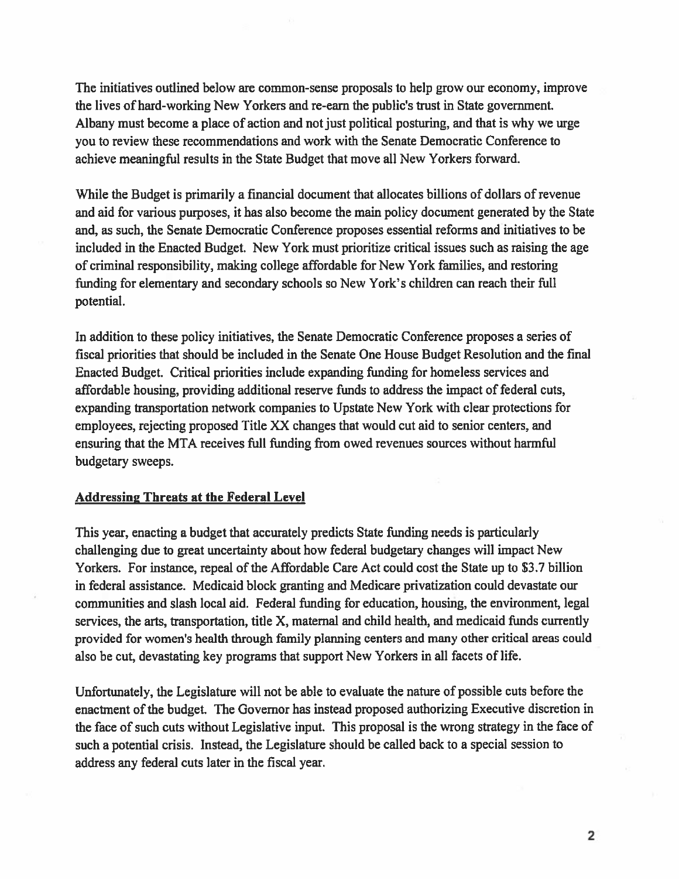The initiatives outlined below are common-sense proposals to help grow our economy, improve the lives of hard-working New Yorkers and re-earn the public's trust in State government. Albany must become a place of action and not just political posturing, and that is why we urge you to review these recommendations and work with the Senate Democratic Conference to achieve meaningful results in the State Budget that move all New Yorkers forward.

While the Budget is primarily a financial document that allocates billions of dollars of revenue and aid for various purposes, it has also become the main policy document generated by the State and, as such, the Senate Democratic Conference proposes essential reforms and initiatives to be included in the Enacted Budget. New York must prioritize critical issues such as raising the age of criminal responsibility, making college affordable for New York families, and restoring funding for elementary and secondary schools so New York's children can reach their full potential.

In addition to these policy initiatives, the Senate Democratic Conference proposes a series of fiscal priorities that should be included in the Senate One House Budget Resolution and the final Enacted Budget. Critical priorities include expanding funding for homeless services and affordable housing, providing additional reserve funds to address the impact of federal cuts, expanding transportation network companies to Upstate New York with clear protections for employees, rejecting proposed Title XX changes that would cut aid to senior centers, and ensuring that the MTA receives full funding from owed revenues sources without harmful budgetary sweeps.

**Addressing Threats at the Federal Level**

This year, enacting a budget that accurately predicts State funding needs is particularly challenging due to great uncertainty about how federal budgetary changes will impact New Yorkers. For instance, repeal of the Affordable Care Act could cost the State up to $3.7 billion in federal assistance. Medicaid block granting and Medicare privatization could devastate our communities and slash local aid. Federal funding for education, housing, the environment, legal services, the arts, transportation, title X, maternal and child health, and medicaid funds currently provided for women's health through family planning centers and many other critical areas could also be cut, devastating key programs that support New Yorkers in all facets of life.

Unfortunately, the Legislature will not be able to evaluate the nature of possible cuts before the enactment of the budget. The Governor has instead proposed authorizing Executive discretion in the face of such cuts without Legislative input. This proposal is the wrong strategy in the face of such a potential crisis. Instead, the Legislature should be called back to a special session to address any federal cuts later in the fiscal year.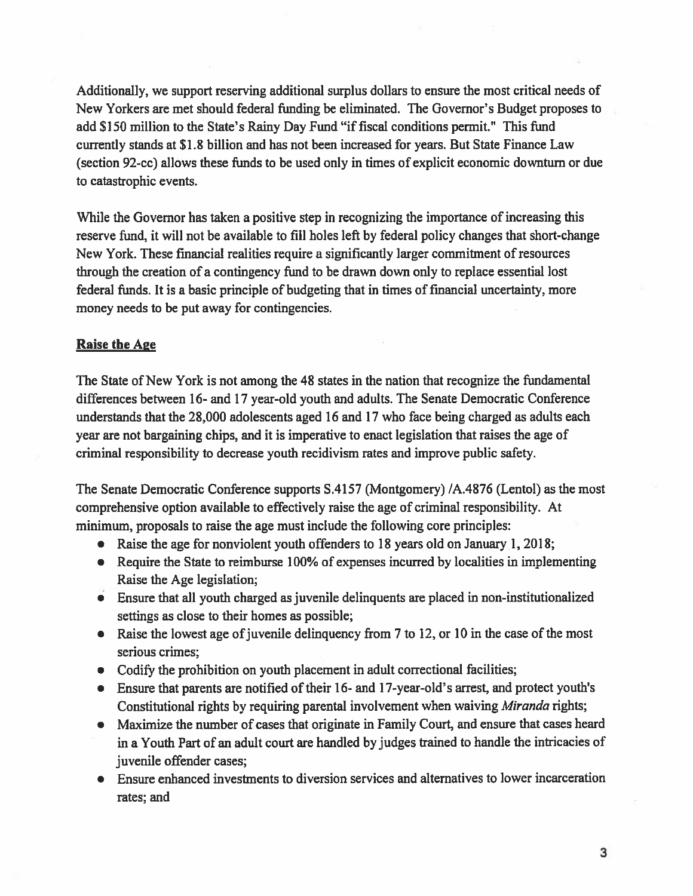Additionally, we support reserving additional surplus dollars to ensure the most critical needs of New Yorkers are met should federal funding be eliminated. The Governor's Budget proposes to add $150 million to the State's Rainy Day Fund "if fiscal conditions permit." This fund currently stands at $1.8 billion and has not been increased for years. But State Finance Law (section 92-cc) allows these funds to be used only in times of explicit economic downturn or due to catastrophic events.

While the Governor has taken a positive step in recognizing the importance of increasing this reserve fund, it will not be available to fill holes left by federal policy changes that short-change New York. These financial realities require a significantly larger commitment of resources through the creation of a contingency fund to be drawn down only to replace essential lost federal funds. It is a basic principle of budgeting that in times of financial uncertainty, more money needs to be put away for contingencies.

## Raise the Age

The State of New York is not among the 48 states in the nation that recognize the fundamental differences between 16- and 17 year-old youth and adults. The Senate Democratic Conference understands that the 28,000 adolescents aged 16 and 17 who face being charged as adults each year are not bargaining chips, and it is imperative to enact legislation that raises the age of criminal responsibility to decrease youth recidivism rates and improve public safety.

The Senate Democratic Conference supports S.4157 (Montgomery) /A.4876 (Lentol) as the most comprehensive option available to effectively raise the age of criminal responsibility. At minimum, proposals to raise the age must include the following core principles:

- Raise the age for nonviolent youth offenders to 18 years old on January 1, 2018;
- Require the State to reimburse 100% of expenses incurred by localities in implementing Raise the Age legislation;
- Ensure that all youth charged as juvenile delinquents are placed in non-institutionalized settings as close to their homes as possible;
- Raise the lowest age of juvenile delinquency from 7 to 12, or 10 in the case of the most serious crimes;
- Codify the prohibition on youth placement in adult correctional facilities;
- Ensure that parents are notified of their 16- and 17-year-old's arrest, and protect youth's Constitutional rights by requiring parental involvement when waiving *Miranda* rights;
- Maximize the number of cases that originate in Family Court, and ensure that cases heard in a Youth Part of an adult court are handled by judges trained to handle the intricacies of juvenile offender cases;
- Ensure enhanced investments to diversion services and alternatives to lower incarceration rates; and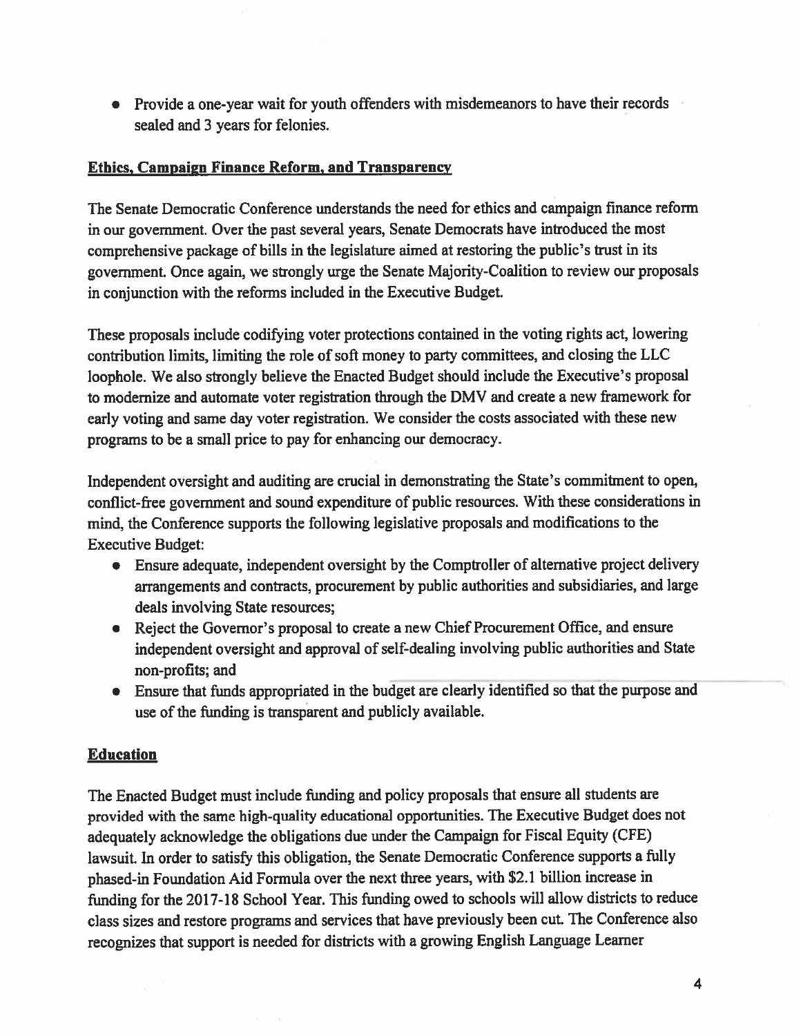- Provide a one-year wait for youth offenders with misdemeanors to have their records sealed and 3 years for felonies.

## Ethics, Campaign Finance Reform, and Transparency

The Senate Democratic Conference understands the need for ethics and campaign finance reform in our government. Over the past several years, Senate Democrats have introduced the most comprehensive package of bills in the legislature aimed at restoring the public's trust in its government. Once again, we strongly urge the Senate Majority-Coalition to review our proposals in conjunction with the reforms included in the Executive Budget.

These proposals include codifying voter protections contained in the voting rights act, lowering contribution limits, limiting the role of soft money to party committees, and closing the LLC loophole. We also strongly believe the Enacted Budget should include the Executive's proposal to modernize and automate voter registration through the DMV and create a new framework for early voting and same day voter registration. We consider the costs associated with these new programs to be a small price to pay for enhancing our democracy.

Independent oversight and auditing are crucial in demonstrating the State's commitment to open, conflict-free government and sound expenditure of public resources. With these considerations in mind, the Conference supports the following legislative proposals and modifications to the Executive Budget:

- Ensure adequate, independent oversight by the Comptroller of alternative project delivery arrangements and contracts, procurement by public authorities and subsidiaries, and large deals involving State resources;
- Reject the Governor's proposal to create a new Chief Procurement Office, and ensure independent oversight and approval of self-dealing involving public authorities and State non-profits; and
- Ensure that funds appropriated in the budget are clearly identified so that the purpose and use of the funding is transparent and publicly available.

## Education

The Enacted Budget must include funding and policy proposals that ensure all students are provided with the same high-quality educational opportunities. The Executive Budget does not adequately acknowledge the obligations due under the Campaign for Fiscal Equity (CFE) lawsuit. In order to satisfy this obligation, the Senate Democratic Conference supports a fully phased-in Foundation Aid Formula over the next three years, with $2.1 billion increase in funding for the 2017-18 School Year. This funding owed to schools will allow districts to reduce class sizes and restore programs and services that have previously been cut. The Conference also recognizes that support is needed for districts with a growing English Language Learner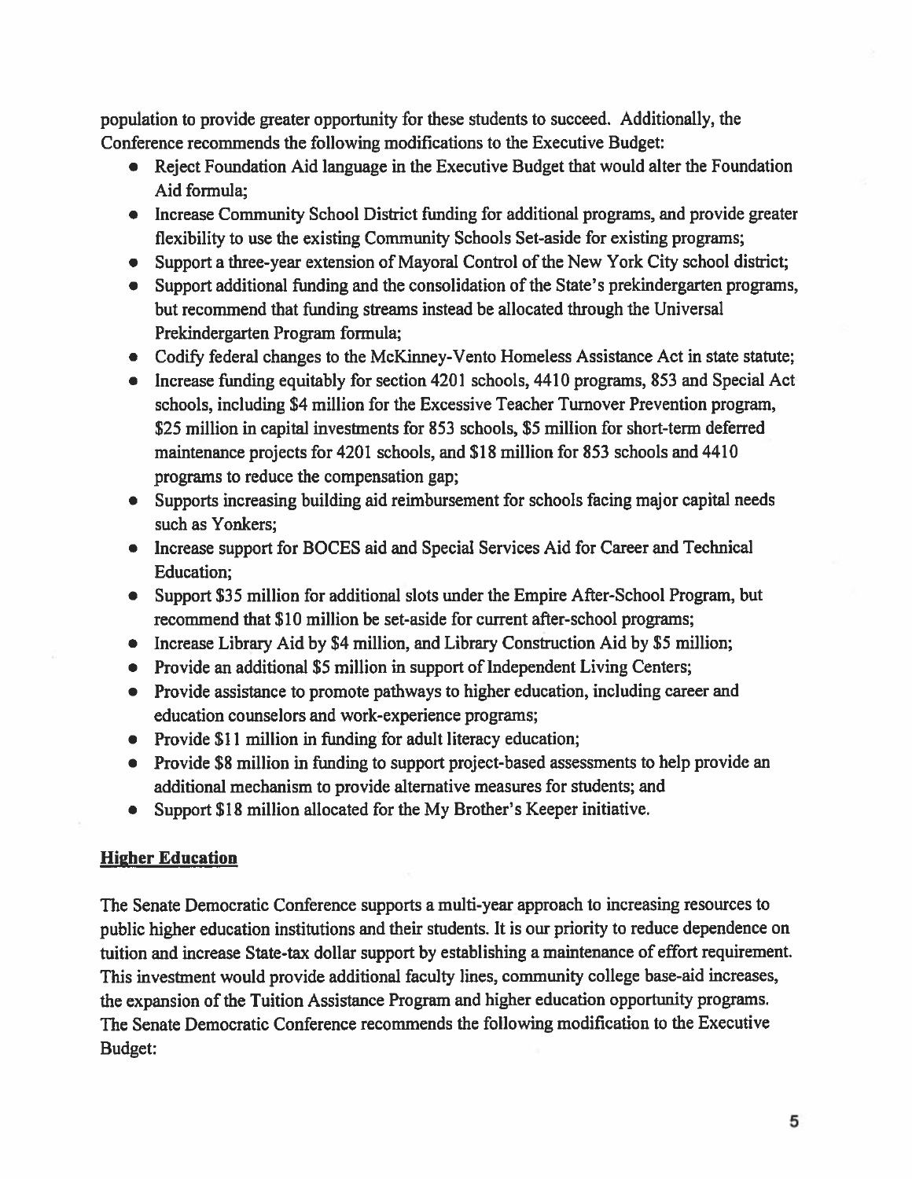population to provide greater opportunity for these students to succeed. Additionally, the Conference recommends the following modifications to the Executive Budget:

- Reject Foundation Aid language in the Executive Budget that would alter the Foundation Aid formula;
- Increase Community School District funding for additional programs, and provide greater flexibility to use the existing Community Schools Set-aside for existing programs;
- Support a three-year extension of Mayoral Control of the New York City school district;
- Support additional funding and the consolidation of the State's prekindergarten programs, but recommend that funding streams instead be allocated through the Universal Prekindergarten Program formula;
- Codify federal changes to the McKinney-Vento Homeless Assistance Act in state statute;
- Increase funding equitably for section 4201 schools, 4410 programs, 853 and Special Act schools, including $4 million for the Excessive Teacher Turnover Prevention program, $25 million in capital investments for 853 schools, $5 million for short-term deferred maintenance projects for 4201 schools, and $18 million for 853 schools and 4410 programs to reduce the compensation gap;
- Supports increasing building aid reimbursement for schools facing major capital needs such as Yonkers;
- Increase support for BOCES aid and Special Services Aid for Career and Technical Education;
- Support $35 million for additional slots under the Empire After-School Program, but recommend that $10 million be set-aside for current after-school programs;
- Increase Library Aid by $4 million, and Library Construction Aid by $5 million;
- Provide an additional $5 million in support of Independent Living Centers;
- Provide assistance to promote pathways to higher education, including career and education counselors and work-experience programs;
- Provide $11 million in funding for adult literacy education;
- Provide $8 million in funding to support project-based assessments to help provide an additional mechanism to provide alternative measures for students; and
- Support $18 million allocated for the My Brother's Keeper initiative.

## Higher Education

The Senate Democratic Conference supports a multi-year approach to increasing resources to public higher education institutions and their students. It is our priority to reduce dependence on tuition and increase State-tax dollar support by establishing a maintenance of effort requirement. This investment would provide additional faculty lines, community college base-aid increases, the expansion of the Tuition Assistance Program and higher education opportunity programs. The Senate Democratic Conference recommends the following modification to the Executive Budget: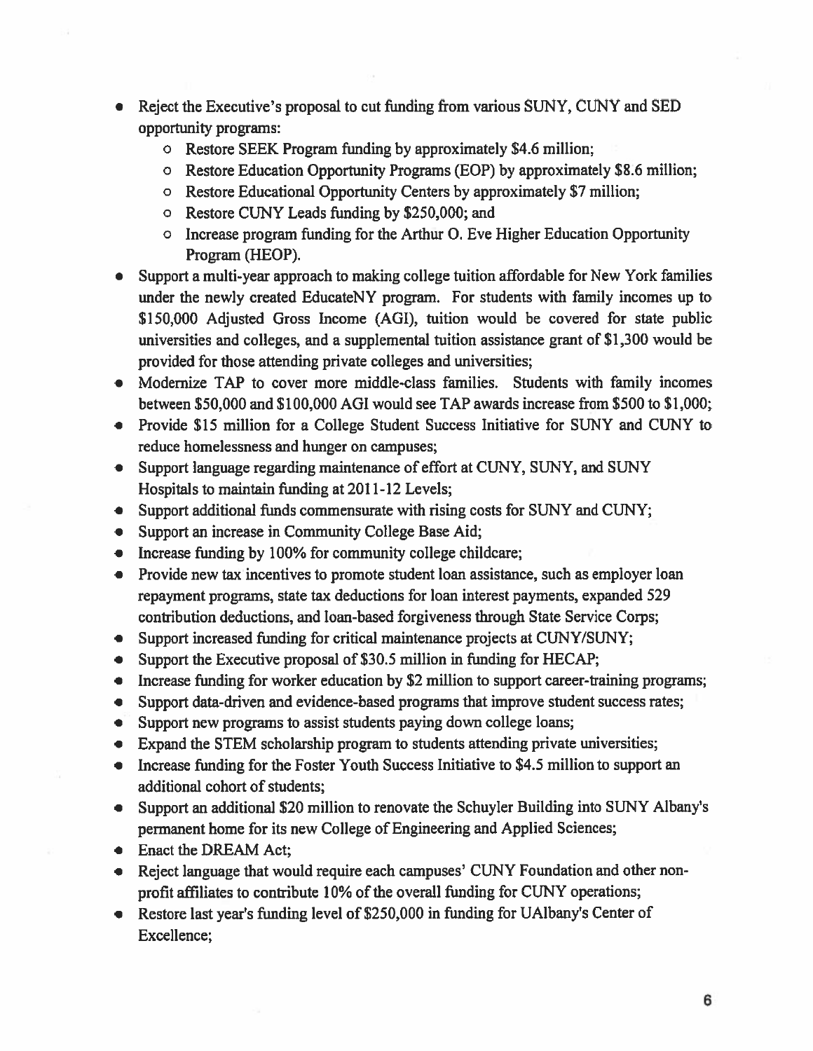- Reject the Executive's proposal to cut funding from various SUNY, CUNY and SED opportunity programs:
    - Restore SEEK Program funding by approximately $4.6 million;
    - Restore Education Opportunity Programs (EOP) by approximately $8.6 million;
    - Restore Educational Opportunity Centers by approximately $7 million;
    - Restore CUNY Leads funding by $250,000; and
    - Increase program funding for the Arthur O. Eve Higher Education Opportunity Program (HEOP).
- Support a multi-year approach to making college tuition affordable for New York families under the newly created EducateNY program. For students with family incomes up to $150,000 Adjusted Gross Income (AGI), tuition would be covered for state public universities and colleges, and a supplemental tuition assistance grant of $1,300 would be provided for those attending private colleges and universities;
- Modernize TAP to cover more middle-class families. Students with family incomes between $50,000 and $100,000 AGI would see TAP awards increase from $500 to $1,000;
- Provide $15 million for a College Student Success Initiative for SUNY and CUNY to reduce homelessness and hunger on campuses;
- Support language regarding maintenance of effort at CUNY, SUNY, and SUNY Hospitals to maintain funding at 2011-12 Levels;
- Support additional funds commensurate with rising costs for SUNY and CUNY;
- Support an increase in Community College Base Aid;
- Increase funding by 100% for community college childcare;
- Provide new tax incentives to promote student loan assistance, such as employer loan repayment programs, state tax deductions for loan interest payments, expanded 529 contribution deductions, and loan-based forgiveness through State Service Corps;
- Support increased funding for critical maintenance projects at CUNY/SUNY;
- Support the Executive proposal of $30.5 million in funding for HECAP;
- Increase funding for worker education by $2 million to support career-training programs;
- Support data-driven and evidence-based programs that improve student success rates;
- Support new programs to assist students paying down college loans;
- Expand the STEM scholarship program to students attending private universities;
- Increase funding for the Foster Youth Success Initiative to $4.5 million to support an additional cohort of students;
- Support an additional $20 million to renovate the Schuyler Building into SUNY Albany's permanent home for its new College of Engineering and Applied Sciences;
- Enact the DREAM Act;
- Reject language that would require each campuses' CUNY Foundation and other non-profit affiliates to contribute 10% of the overall funding for CUNY operations;
- Restore last year's funding level of $250,000 in funding for UAlbany's Center of Excellence;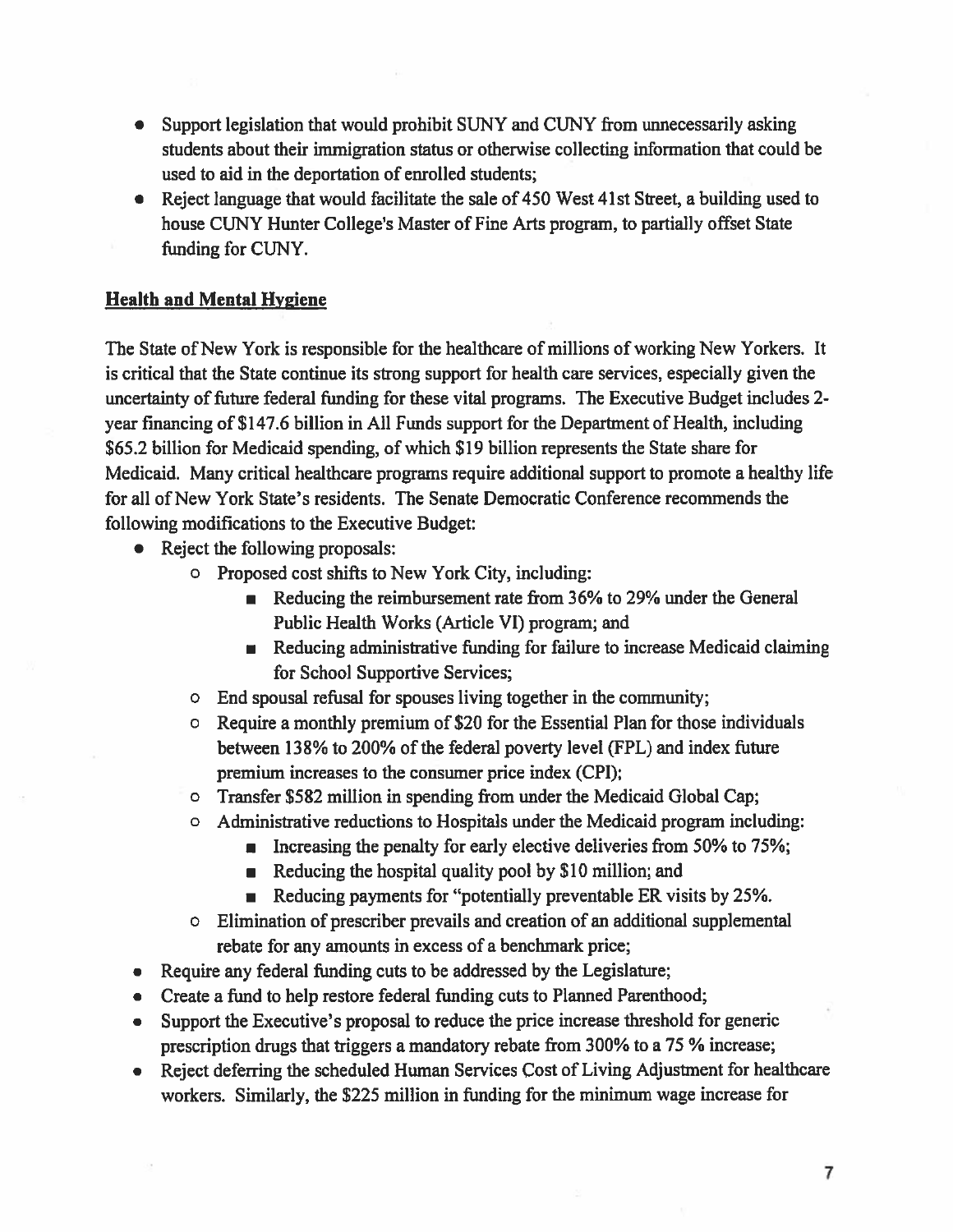- Support legislation that would prohibit SUNY and CUNY from unnecessarily asking students about their immigration status or otherwise collecting information that could be used to aid in the deportation of enrolled students;
- Reject language that would facilitate the sale of 450 West 41st Street, a building used to house CUNY Hunter College's Master of Fine Arts program, to partially offset State funding for CUNY.

## Health and Mental Hygiene

The State of New York is responsible for the healthcare of millions of working New Yorkers. It is critical that the State continue its strong support for health care services, especially given the uncertainty of future federal funding for these vital programs. The Executive Budget includes 2-year financing of $147.6 billion in All Funds support for the Department of Health, including $65.2 billion for Medicaid spending, of which $19 billion represents the State share for Medicaid. Many critical healthcare programs require additional support to promote a healthy life for all of New York State's residents. The Senate Democratic Conference recommends the following modifications to the Executive Budget:

- Reject the following proposals:
    - Proposed cost shifts to New York City, including:
        - Reducing the reimbursement rate from 36% to 29% under the General Public Health Works (Article VI) program; and
        - Reducing administrative funding for failure to increase Medicaid claiming for School Supportive Services;
    - End spousal refusal for spouses living together in the community;
    - Require a monthly premium of $20 for the Essential Plan for those individuals between 138% to 200% of the federal poverty level (FPL) and index future premium increases to the consumer price index (CPI);
    - Transfer $582 million in spending from under the Medicaid Global Cap;
    - Administrative reductions to Hospitals under the Medicaid program including:
        - Increasing the penalty for early elective deliveries from 50% to 75%;
        - Reducing the hospital quality pool by $10 million; and
        - Reducing payments for "potentially preventable ER visits by 25%.
    - Elimination of prescriber prevails and creation of an additional supplemental rebate for any amounts in excess of a benchmark price;
- Require any federal funding cuts to be addressed by the Legislature;
- Create a fund to help restore federal funding cuts to Planned Parenthood;
- Support the Executive's proposal to reduce the price increase threshold for generic prescription drugs that triggers a mandatory rebate from 300% to a 75 % increase;
- Reject deferring the scheduled Human Services Cost of Living Adjustment for healthcare workers. Similarly, the $225 million in funding for the minimum wage increase for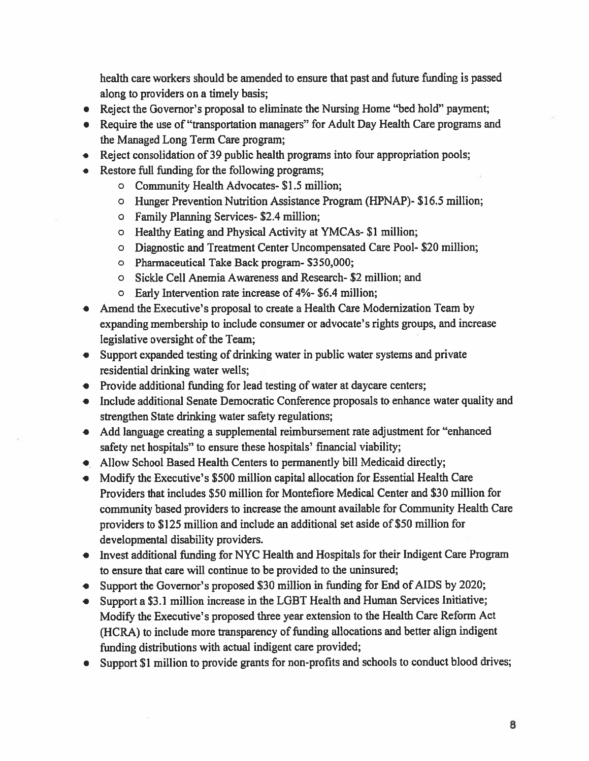health care workers should be amended to ensure that past and future funding is passed along to providers on a timely basis;

- Reject the Governor's proposal to eliminate the Nursing Home "bed hold" payment;
- Require the use of "transportation managers" for Adult Day Health Care programs and the Managed Long Term Care program;
- Reject consolidation of 39 public health programs into four appropriation pools;
- Restore full funding for the following programs;
  - Community Health Advocates- $1.5 million;
  - Hunger Prevention Nutrition Assistance Program (HPNAP)- $16.5 million;
  - Family Planning Services- $2.4 million;
  - Healthy Eating and Physical Activity at YMCAs- $1 million;
  - Diagnostic and Treatment Center Uncompensated Care Pool- $20 million;
  - Pharmaceutical Take Back program- $350,000;
  - Sickle Cell Anemia Awareness and Research- $2 million; and
  - Early Intervention rate increase of 4%- $6.4 million;
- Amend the Executive's proposal to create a Health Care Modernization Team by expanding membership to include consumer or advocate's rights groups, and increase legislative oversight of the Team;
- Support expanded testing of drinking water in public water systems and private residential drinking water wells;
- Provide additional funding for lead testing of water at daycare centers;
- Include additional Senate Democratic Conference proposals to enhance water quality and strengthen State drinking water safety regulations;
- Add language creating a supplemental reimbursement rate adjustment for "enhanced safety net hospitals" to ensure these hospitals' financial viability;
- Allow School Based Health Centers to permanently bill Medicaid directly;
- Modify the Executive's $500 million capital allocation for Essential Health Care Providers that includes $50 million for Montefiore Medical Center and $30 million for community based providers to increase the amount available for Community Health Care providers to $125 million and include an additional set aside of $50 million for developmental disability providers.
- Invest additional funding for NYC Health and Hospitals for their Indigent Care Program to ensure that care will continue to be provided to the uninsured;
- Support the Governor's proposed $30 million in funding for End of AIDS by 2020;
- Support a $3.1 million increase in the LGBT Health and Human Services Initiative; Modify the Executive's proposed three year extension to the Health Care Reform Act (HCRA) to include more transparency of funding allocations and better align indigent funding distributions with actual indigent care provided;
- Support $1 million to provide grants for non-profits and schools to conduct blood drives;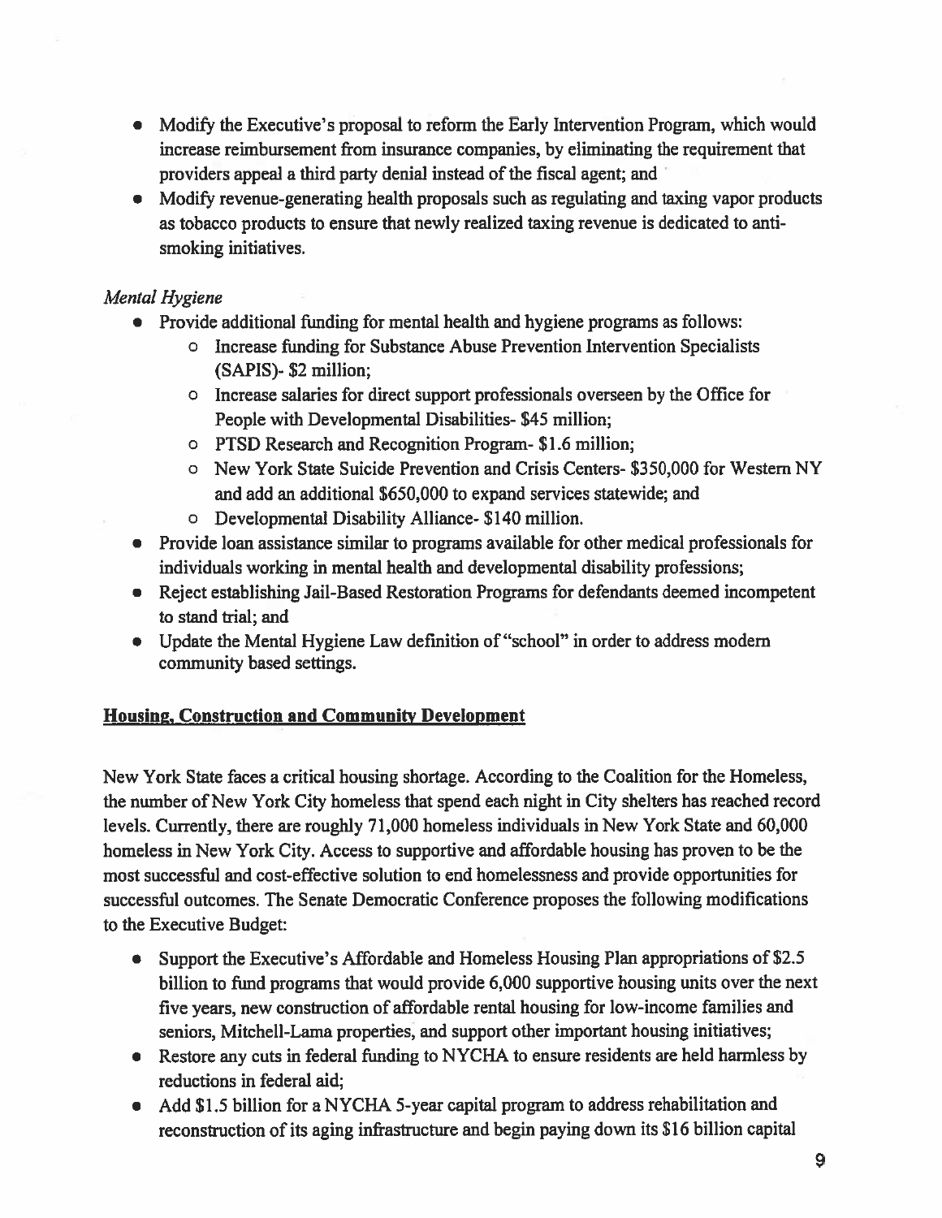- Modify the Executive's proposal to reform the Early Intervention Program, which would increase reimbursement from insurance companies, by eliminating the requirement that providers appeal a third party denial instead of the fiscal agent; and
- Modify revenue-generating health proposals such as regulating and taxing vapor products as tobacco products to ensure that newly realized taxing revenue is dedicated to anti-smoking initiatives.

*Mental Hygiene*

- Provide additional funding for mental health and hygiene programs as follows:
  - Increase funding for Substance Abuse Prevention Intervention Specialists (SAPIS)- $2 million;
  - Increase salaries for direct support professionals overseen by the Office for People with Developmental Disabilities- $45 million;
  - PTSD Research and Recognition Program- $1.6 million;
  - New York State Suicide Prevention and Crisis Centers- $350,000 for Western NY and add an additional $650,000 to expand services statewide; and
  - Developmental Disability Alliance- $140 million.
- Provide loan assistance similar to programs available for other medical professionals for individuals working in mental health and developmental disability professions;
- Reject establishing Jail-Based Restoration Programs for defendants deemed incompetent to stand trial; and
- Update the Mental Hygiene Law definition of "school" in order to address modern community based settings.

## Housing, Construction and Community Development

New York State faces a critical housing shortage. According to the Coalition for the Homeless, the number of New York City homeless that spend each night in City shelters has reached record levels. Currently, there are roughly 71,000 homeless individuals in New York State and 60,000 homeless in New York City. Access to supportive and affordable housing has proven to be the most successful and cost-effective solution to end homelessness and provide opportunities for successful outcomes. The Senate Democratic Conference proposes the following modifications to the Executive Budget:

- Support the Executive's Affordable and Homeless Housing Plan appropriations of $2.5 billion to fund programs that would provide 6,000 supportive housing units over the next five years, new construction of affordable rental housing for low-income families and seniors, Mitchell-Lama properties, and support other important housing initiatives;
- Restore any cuts in federal funding to NYCHA to ensure residents are held harmless by reductions in federal aid;
- Add $1.5 billion for a NYCHA 5-year capital program to address rehabilitation and reconstruction of its aging infrastructure and begin paying down its $16 billion capital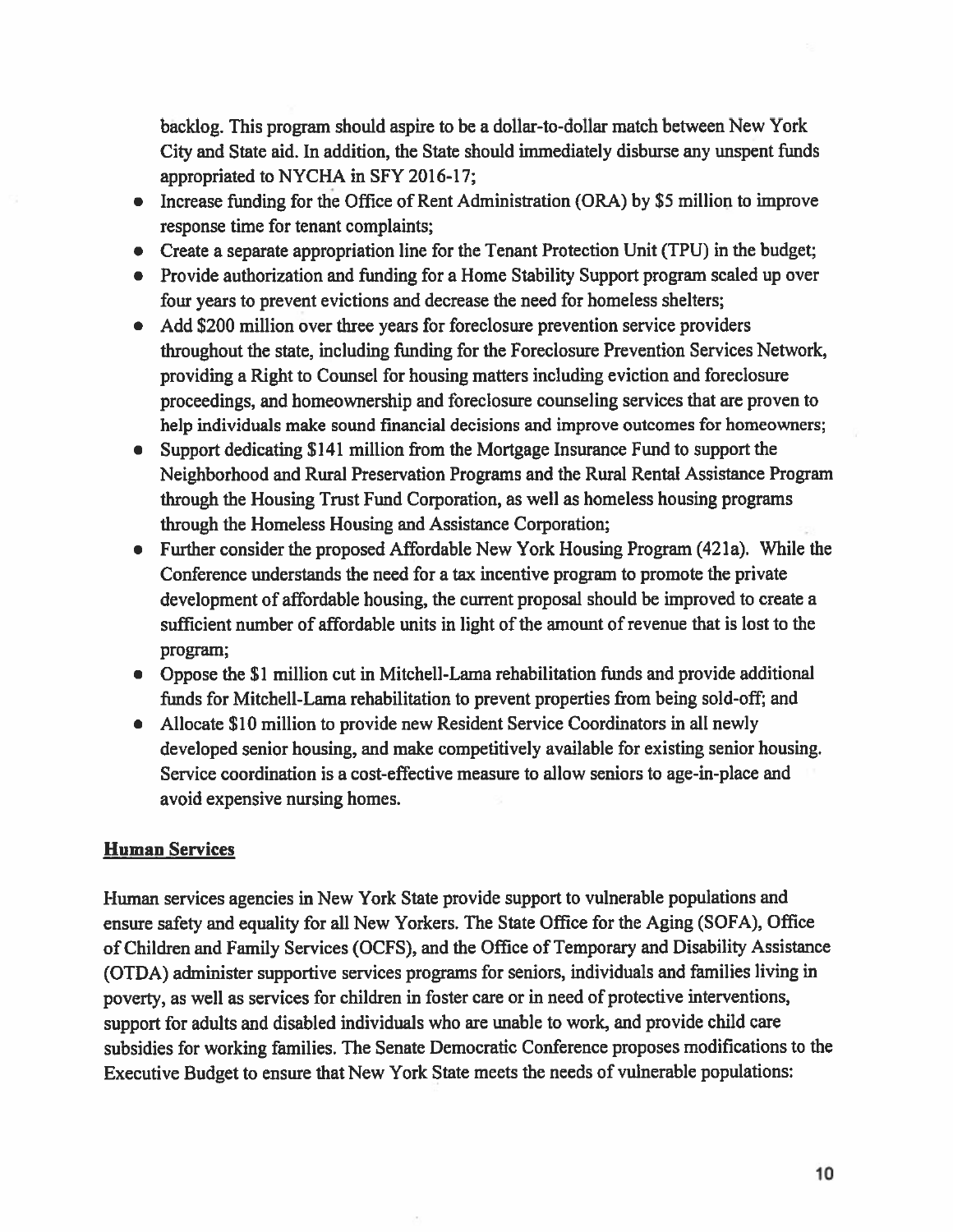backlog. This program should aspire to be a dollar-to-dollar match between New York City and State aid. In addition, the State should immediately disburse any unspent funds appropriated to NYCHA in SFY 2016-17;

- Increase funding for the Office of Rent Administration (ORA) by $5 million to improve response time for tenant complaints;
- Create a separate appropriation line for the Tenant Protection Unit (TPU) in the budget;
- Provide authorization and funding for a Home Stability Support program scaled up over four years to prevent evictions and decrease the need for homeless shelters;
- Add $200 million over three years for foreclosure prevention service providers throughout the state, including funding for the Foreclosure Prevention Services Network, providing a Right to Counsel for housing matters including eviction and foreclosure proceedings, and homeownership and foreclosure counseling services that are proven to help individuals make sound financial decisions and improve outcomes for homeowners;
- Support dedicating $141 million from the Mortgage Insurance Fund to support the Neighborhood and Rural Preservation Programs and the Rural Rental Assistance Program through the Housing Trust Fund Corporation, as well as homeless housing programs through the Homeless Housing and Assistance Corporation;
- Further consider the proposed Affordable New York Housing Program (421a). While the Conference understands the need for a tax incentive program to promote the private development of affordable housing, the current proposal should be improved to create a sufficient number of affordable units in light of the amount of revenue that is lost to the program;
- Oppose the $1 million cut in Mitchell-Lama rehabilitation funds and provide additional funds for Mitchell-Lama rehabilitation to prevent properties from being sold-off; and
- Allocate $10 million to provide new Resident Service Coordinators in all newly developed senior housing, and make competitively available for existing senior housing. Service coordination is a cost-effective measure to allow seniors to age-in-place and avoid expensive nursing homes.

**Human Services**

Human services agencies in New York State provide support to vulnerable populations and ensure safety and equality for all New Yorkers. The State Office for the Aging (SOFA), Office of Children and Family Services (OCFS), and the Office of Temporary and Disability Assistance (OTDA) administer supportive services programs for seniors, individuals and families living in poverty, as well as services for children in foster care or in need of protective interventions, support for adults and disabled individuals who are unable to work, and provide child care subsidies for working families. The Senate Democratic Conference proposes modifications to the Executive Budget to ensure that New York State meets the needs of vulnerable populations: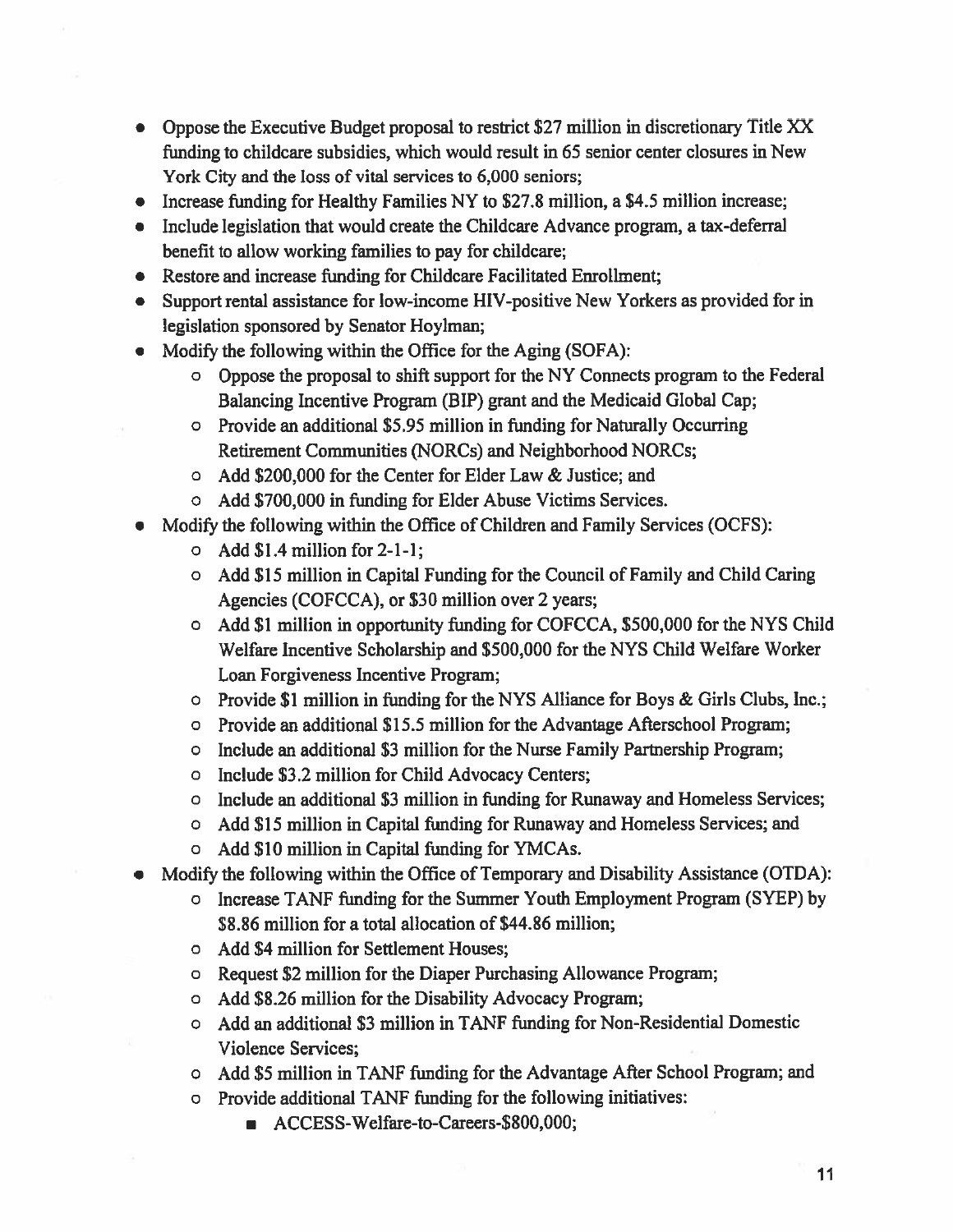- Oppose the Executive Budget proposal to restrict $27 million in discretionary Title XX funding to childcare subsidies, which would result in 65 senior center closures in New York City and the loss of vital services to 6,000 seniors;
- Increase funding for Healthy Families NY to $27.8 million, a $4.5 million increase;
- Include legislation that would create the Childcare Advance program, a tax-deferral benefit to allow working families to pay for childcare;
- Restore and increase funding for Childcare Facilitated Enrollment;
- Support rental assistance for low-income HIV-positive New Yorkers as provided for in legislation sponsored by Senator Hoylman;
- Modify the following within the Office for the Aging (SOFA):
  - Oppose the proposal to shift support for the NY Connects program to the Federal Balancing Incentive Program (BIP) grant and the Medicaid Global Cap;
  - Provide an additional $5.95 million in funding for Naturally Occurring Retirement Communities (NORCs) and Neighborhood NORCs;
  - Add $200,000 for the Center for Elder Law & Justice; and
  - Add $700,000 in funding for Elder Abuse Victims Services.
- Modify the following within the Office of Children and Family Services (OCFS):
  - Add $1.4 million for 2-1-1;
  - Add $15 million in Capital Funding for the Council of Family and Child Caring Agencies (COFCCA), or $30 million over 2 years;
  - Add $1 million in opportunity funding for COFCCA, $500,000 for the NYS Child Welfare Incentive Scholarship and $500,000 for the NYS Child Welfare Worker Loan Forgiveness Incentive Program;
  - Provide $1 million in funding for the NYS Alliance for Boys & Girls Clubs, Inc.;
  - Provide an additional $15.5 million for the Advantage Afterschool Program;
  - Include an additional $3 million for the Nurse Family Partnership Program;
  - Include $3.2 million for Child Advocacy Centers;
  - Include an additional $3 million in funding for Runaway and Homeless Services;
  - Add $15 million in Capital funding for Runaway and Homeless Services; and
  - Add $10 million in Capital funding for YMCAs.
- Modify the following within the Office of Temporary and Disability Assistance (OTDA):
  - Increase TANF funding for the Summer Youth Employment Program (SYEP) by $8.86 million for a total allocation of $44.86 million;
  - Add $4 million for Settlement Houses;
  - Request $2 million for the Diaper Purchasing Allowance Program;
  - Add $8.26 million for the Disability Advocacy Program;
  - Add an additional $3 million in TANF funding for Non-Residential Domestic Violence Services;
  - Add $5 million in TANF funding for the Advantage After School Program; and
  - Provide additional TANF funding for the following initiatives:
    - ACCESS-Welfare-to-Careers-$800,000;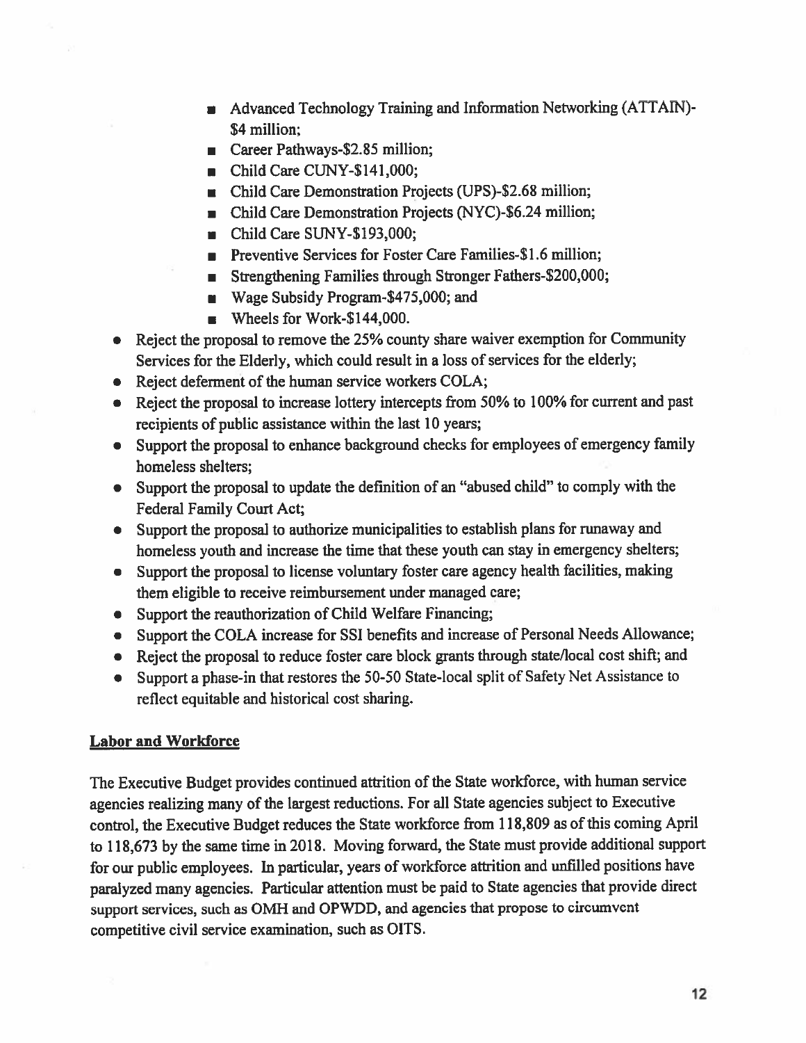- Advanced Technology Training and Information Networking (ATTAIN)-$4 million;
  - Career Pathways-$2.85 million;
  - Child Care CUNY-$141,000;
  - Child Care Demonstration Projects (UPS)-$2.68 million;
  - Child Care Demonstration Projects (NYC)-$6.24 million;
  - Child Care SUNY-$193,000;
  - Preventive Services for Foster Care Families-$1.6 million;
  - Strengthening Families through Stronger Fathers-$200,000;
  - Wage Subsidy Program-$475,000; and
  - Wheels for Work-$144,000.
- Reject the proposal to remove the 25% county share waiver exemption for Community Services for the Elderly, which could result in a loss of services for the elderly;
- Reject deferment of the human service workers COLA;
- Reject the proposal to increase lottery intercepts from 50% to 100% for current and past recipients of public assistance within the last 10 years;
- Support the proposal to enhance background checks for employees of emergency family homeless shelters;
- Support the proposal to update the definition of an "abused child" to comply with the Federal Family Court Act;
- Support the proposal to authorize municipalities to establish plans for runaway and homeless youth and increase the time that these youth can stay in emergency shelters;
- Support the proposal to license voluntary foster care agency health facilities, making them eligible to receive reimbursement under managed care;
- Support the reauthorization of Child Welfare Financing;
- Support the COLA increase for SSI benefits and increase of Personal Needs Allowance;
- Reject the proposal to reduce foster care block grants through state/local cost shift; and
- Support a phase-in that restores the 50-50 State-local split of Safety Net Assistance to reflect equitable and historical cost sharing.

**Labor and Workforce**

The Executive Budget provides continued attrition of the State workforce, with human service agencies realizing many of the largest reductions. For all State agencies subject to Executive control, the Executive Budget reduces the State workforce from 118,809 as of this coming April to 118,673 by the same time in 2018. Moving forward, the State must provide additional support for our public employees. In particular, years of workforce attrition and unfilled positions have paralyzed many agencies. Particular attention must be paid to State agencies that provide direct support services, such as OMH and OPWDD, and agencies that propose to circumvent competitive civil service examination, such as OITS.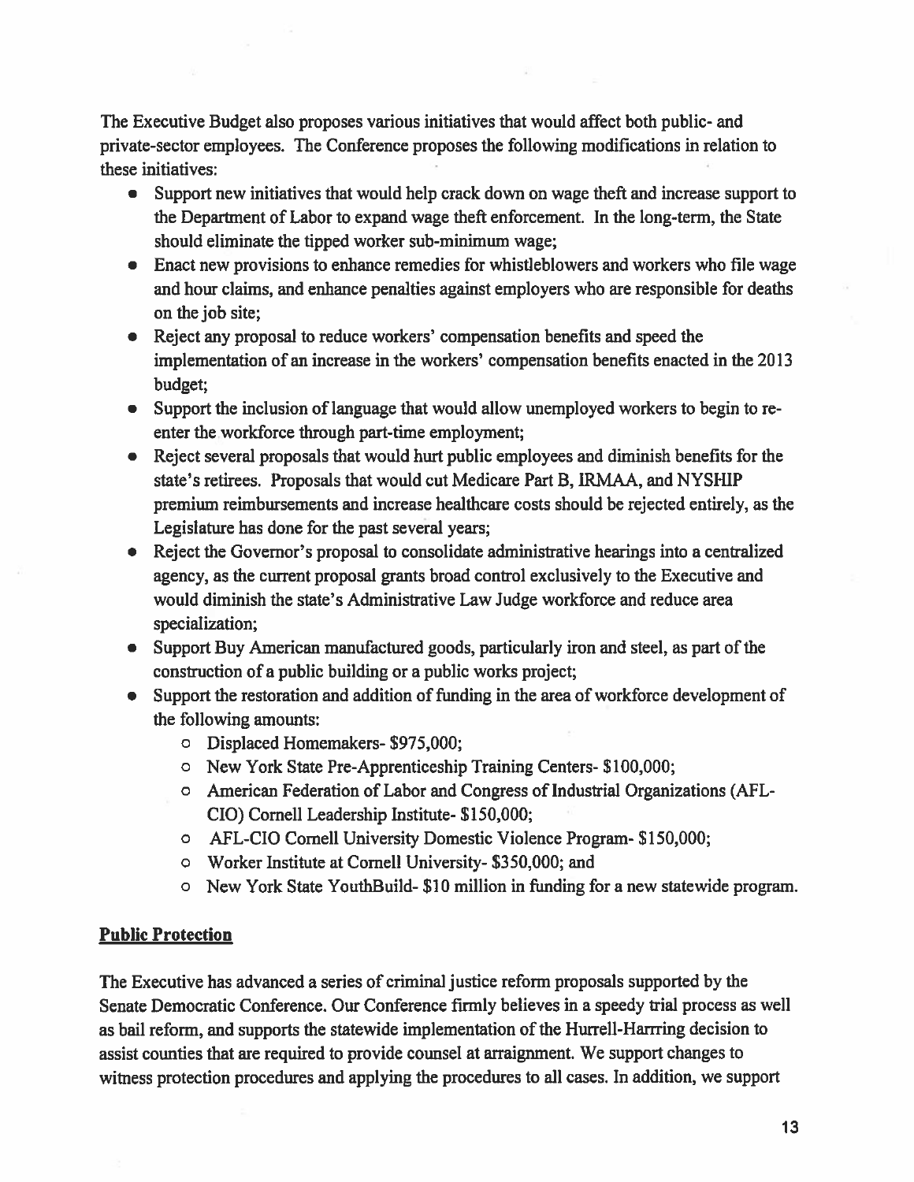The Executive Budget also proposes various initiatives that would affect both public- and private-sector employees. The Conference proposes the following modifications in relation to these initiatives:

- Support new initiatives that would help crack down on wage theft and increase support to the Department of Labor to expand wage theft enforcement. In the long-term, the State should eliminate the tipped worker sub-minimum wage;
- Enact new provisions to enhance remedies for whistleblowers and workers who file wage and hour claims, and enhance penalties against employers who are responsible for deaths on the job site;
- Reject any proposal to reduce workers' compensation benefits and speed the implementation of an increase in the workers' compensation benefits enacted in the 2013 budget;
- Support the inclusion of language that would allow unemployed workers to begin to re-enter the workforce through part-time employment;
- Reject several proposals that would hurt public employees and diminish benefits for the state's retirees. Proposals that would cut Medicare Part B, IRMAA, and NYSHIP premium reimbursements and increase healthcare costs should be rejected entirely, as the Legislature has done for the past several years;
- Reject the Governor's proposal to consolidate administrative hearings into a centralized agency, as the current proposal grants broad control exclusively to the Executive and would diminish the state's Administrative Law Judge workforce and reduce area specialization;
- Support Buy American manufactured goods, particularly iron and steel, as part of the construction of a public building or a public works project;
- Support the restoration and addition of funding in the area of workforce development of the following amounts:
    - Displaced Homemakers- $975,000;
    - New York State Pre-Apprenticeship Training Centers- $100,000;
    - American Federation of Labor and Congress of Industrial Organizations (AFL-CIO) Cornell Leadership Institute- $150,000;
    - AFL-CIO Cornell University Domestic Violence Program- $150,000;
    - Worker Institute at Cornell University- $350,000; and
    - New York State YouthBuild- $10 million in funding for a new statewide program.

## Public Protection

The Executive has advanced a series of criminal justice reform proposals supported by the Senate Democratic Conference. Our Conference firmly believes in a speedy trial process as well as bail reform, and supports the statewide implementation of the Hurrell-Harrring decision to assist counties that are required to provide counsel at arraignment. We support changes to witness protection procedures and applying the procedures to all cases. In addition, we support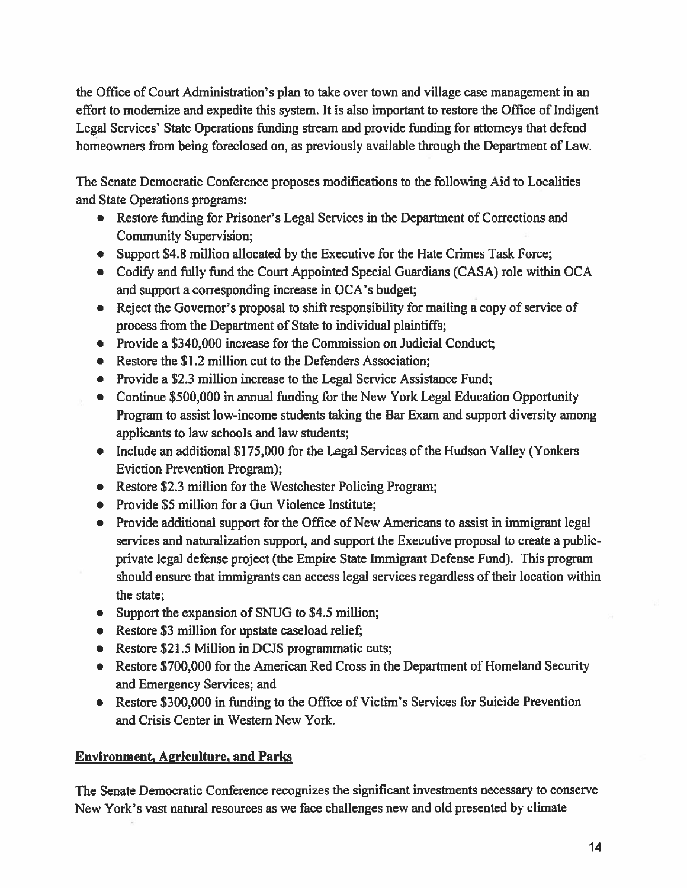the Office of Court Administration's plan to take over town and village case management in an effort to modernize and expedite this system. It is also important to restore the Office of Indigent Legal Services' State Operations funding stream and provide funding for attorneys that defend homeowners from being foreclosed on, as previously available through the Department of Law.

The Senate Democratic Conference proposes modifications to the following Aid to Localities and State Operations programs:

- Restore funding for Prisoner's Legal Services in the Department of Corrections and Community Supervision;
- Support $4.8 million allocated by the Executive for the Hate Crimes Task Force;
- Codify and fully fund the Court Appointed Special Guardians (CASA) role within OCA and support a corresponding increase in OCA's budget;
- Reject the Governor's proposal to shift responsibility for mailing a copy of service of process from the Department of State to individual plaintiffs;
- Provide a $340,000 increase for the Commission on Judicial Conduct;
- Restore the $1.2 million cut to the Defenders Association;
- Provide a $2.3 million increase to the Legal Service Assistance Fund;
- Continue $500,000 in annual funding for the New York Legal Education Opportunity Program to assist low-income students taking the Bar Exam and support diversity among applicants to law schools and law students;
- Include an additional $175,000 for the Legal Services of the Hudson Valley (Yonkers Eviction Prevention Program);
- Restore $2.3 million for the Westchester Policing Program;
- Provide $5 million for a Gun Violence Institute;
- Provide additional support for the Office of New Americans to assist in immigrant legal services and naturalization support, and support the Executive proposal to create a public-private legal defense project (the Empire State Immigrant Defense Fund). This program should ensure that immigrants can access legal services regardless of their location within the state;
- Support the expansion of SNUG to $4.5 million;
- Restore $3 million for upstate caseload relief;
- Restore $21.5 Million in DCJS programmatic cuts;
- Restore $700,000 for the American Red Cross in the Department of Homeland Security and Emergency Services; and
- Restore $300,000 in funding to the Office of Victim's Services for Suicide Prevention and Crisis Center in Western New York.

## Environment, Agriculture, and Parks

The Senate Democratic Conference recognizes the significant investments necessary to conserve New York's vast natural resources as we face challenges new and old presented by climate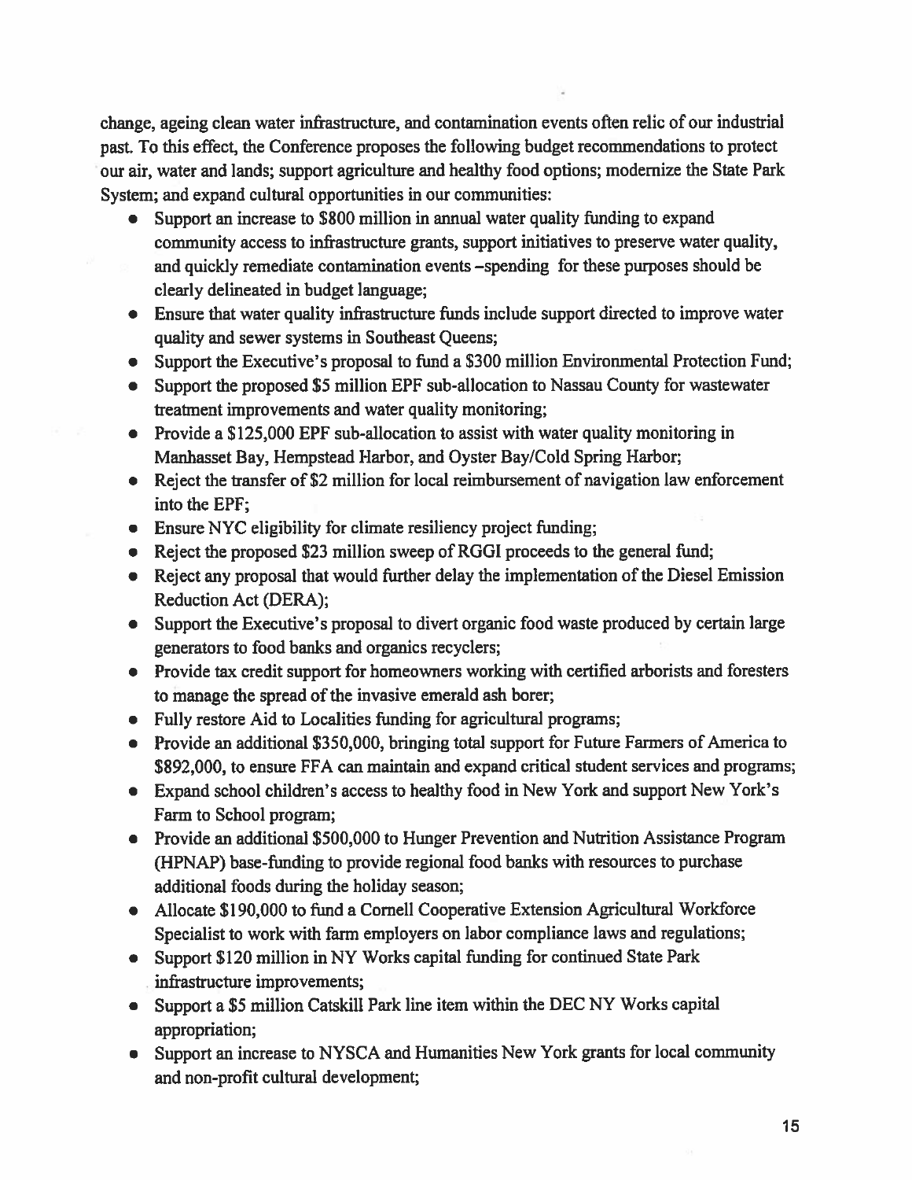change, ageing clean water infrastructure, and contamination events often relic of our industrial past. To this effect, the Conference proposes the following budget recommendations to protect our air, water and lands; support agriculture and healthy food options; modernize the State Park System; and expand cultural opportunities in our communities:

- Support an increase to $800 million in annual water quality funding to expand community access to infrastructure grants, support initiatives to preserve water quality, and quickly remediate contamination events –spending for these purposes should be clearly delineated in budget language;
- Ensure that water quality infrastructure funds include support directed to improve water quality and sewer systems in Southeast Queens;
- Support the Executive's proposal to fund a $300 million Environmental Protection Fund;
- Support the proposed $5 million EPF sub-allocation to Nassau County for wastewater treatment improvements and water quality monitoring;
- Provide a $125,000 EPF sub-allocation to assist with water quality monitoring in Manhasset Bay, Hempstead Harbor, and Oyster Bay/Cold Spring Harbor;
- Reject the transfer of $2 million for local reimbursement of navigation law enforcement into the EPF;
- Ensure NYC eligibility for climate resiliency project funding;
- Reject the proposed $23 million sweep of RGGI proceeds to the general fund;
- Reject any proposal that would further delay the implementation of the Diesel Emission Reduction Act (DERA);
- Support the Executive's proposal to divert organic food waste produced by certain large generators to food banks and organics recyclers;
- Provide tax credit support for homeowners working with certified arborists and foresters to manage the spread of the invasive emerald ash borer;
- Fully restore Aid to Localities funding for agricultural programs;
- Provide an additional $350,000, bringing total support for Future Farmers of America to $892,000, to ensure FFA can maintain and expand critical student services and programs;
- Expand school children's access to healthy food in New York and support New York's Farm to School program;
- Provide an additional $500,000 to Hunger Prevention and Nutrition Assistance Program (HPNAP) base-funding to provide regional food banks with resources to purchase additional foods during the holiday season;
- Allocate $190,000 to fund a Cornell Cooperative Extension Agricultural Workforce Specialist to work with farm employers on labor compliance laws and regulations;
- Support $120 million in NY Works capital funding for continued State Park infrastructure improvements;
- Support a $5 million Catskill Park line item within the DEC NY Works capital appropriation;
- Support an increase to NYSCA and Humanities New York grants for local community and non-profit cultural development;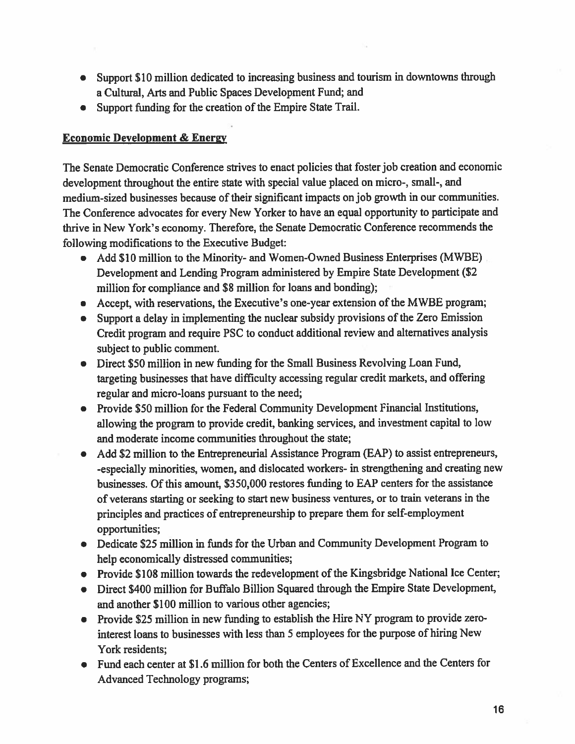- Support $10 million dedicated to increasing business and tourism in downtowns through a Cultural, Arts and Public Spaces Development Fund; and
- Support funding for the creation of the Empire State Trail.

**Economic Development & Energy**

The Senate Democratic Conference strives to enact policies that foster job creation and economic development throughout the entire state with special value placed on micro-, small-, and medium-sized businesses because of their significant impacts on job growth in our communities. The Conference advocates for every New Yorker to have an equal opportunity to participate and thrive in New York's economy. Therefore, the Senate Democratic Conference recommends the following modifications to the Executive Budget:

- Add $10 million to the Minority- and Women-Owned Business Enterprises (MWBE) Development and Lending Program administered by Empire State Development ($2 million for compliance and $8 million for loans and bonding);
- Accept, with reservations, the Executive's one-year extension of the MWBE program;
- Support a delay in implementing the nuclear subsidy provisions of the Zero Emission Credit program and require PSC to conduct additional review and alternatives analysis subject to public comment.
- Direct $50 million in new funding for the Small Business Revolving Loan Fund, targeting businesses that have difficulty accessing regular credit markets, and offering regular and micro-loans pursuant to the need;
- Provide $50 million for the Federal Community Development Financial Institutions, allowing the program to provide credit, banking services, and investment capital to low and moderate income communities throughout the state;
- Add $2 million to the Entrepreneurial Assistance Program (EAP) to assist entrepreneurs, -especially minorities, women, and dislocated workers- in strengthening and creating new businesses. Of this amount, $350,000 restores funding to EAP centers for the assistance of veterans starting or seeking to start new business ventures, or to train veterans in the principles and practices of entrepreneurship to prepare them for self-employment opportunities;
- Dedicate $25 million in funds for the Urban and Community Development Program to help economically distressed communities;
- Provide $108 million towards the redevelopment of the Kingsbridge National Ice Center;
- Direct $400 million for Buffalo Billion Squared through the Empire State Development, and another $100 million to various other agencies;
- Provide $25 million in new funding to establish the Hire NY program to provide zero-interest loans to businesses with less than 5 employees for the purpose of hiring New York residents;
- Fund each center at $1.6 million for both the Centers of Excellence and the Centers for Advanced Technology programs;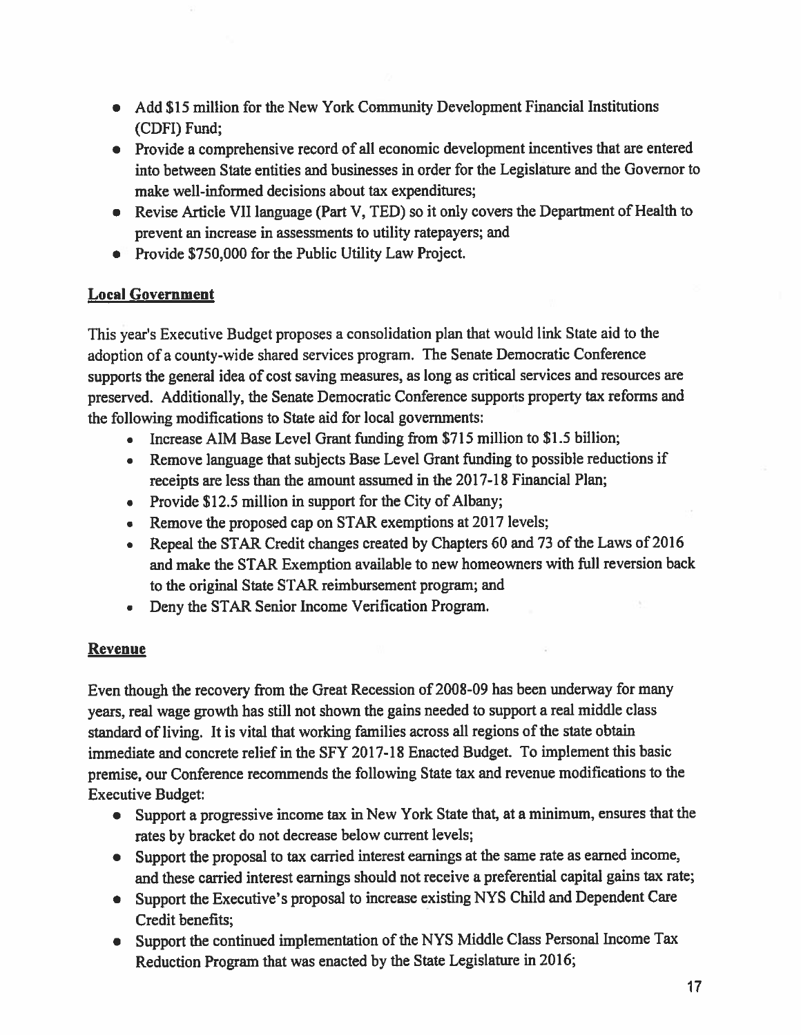- Add $15 million for the New York Community Development Financial Institutions (CDFI) Fund;
- Provide a comprehensive record of all economic development incentives that are entered into between State entities and businesses in order for the Legislature and the Governor to make well-informed decisions about tax expenditures;
- Revise Article VII language (Part V, TED) so it only covers the Department of Health to prevent an increase in assessments to utility ratepayers; and
- Provide $750,000 for the Public Utility Law Project.

## Local Government

This year's Executive Budget proposes a consolidation plan that would link State aid to the adoption of a county-wide shared services program. The Senate Democratic Conference supports the general idea of cost saving measures, as long as critical services and resources are preserved. Additionally, the Senate Democratic Conference supports property tax reforms and the following modifications to State aid for local governments:

- Increase AIM Base Level Grant funding from $715 million to $1.5 billion;
- Remove language that subjects Base Level Grant funding to possible reductions if receipts are less than the amount assumed in the 2017-18 Financial Plan;
- Provide $12.5 million in support for the City of Albany;
- Remove the proposed cap on STAR exemptions at 2017 levels;
- Repeal the STAR Credit changes created by Chapters 60 and 73 of the Laws of 2016 and make the STAR Exemption available to new homeowners with full reversion back to the original State STAR reimbursement program; and
- Deny the STAR Senior Income Verification Program.

## Revenue

Even though the recovery from the Great Recession of 2008-09 has been underway for many years, real wage growth has still not shown the gains needed to support a real middle class standard of living. It is vital that working families across all regions of the state obtain immediate and concrete relief in the SFY 2017-18 Enacted Budget. To implement this basic premise, our Conference recommends the following State tax and revenue modifications to the Executive Budget:

- Support a progressive income tax in New York State that, at a minimum, ensures that the rates by bracket do not decrease below current levels;
- Support the proposal to tax carried interest earnings at the same rate as earned income, and these carried interest earnings should not receive a preferential capital gains tax rate;
- Support the Executive's proposal to increase existing NYS Child and Dependent Care Credit benefits;
- Support the continued implementation of the NYS Middle Class Personal Income Tax Reduction Program that was enacted by the State Legislature in 2016;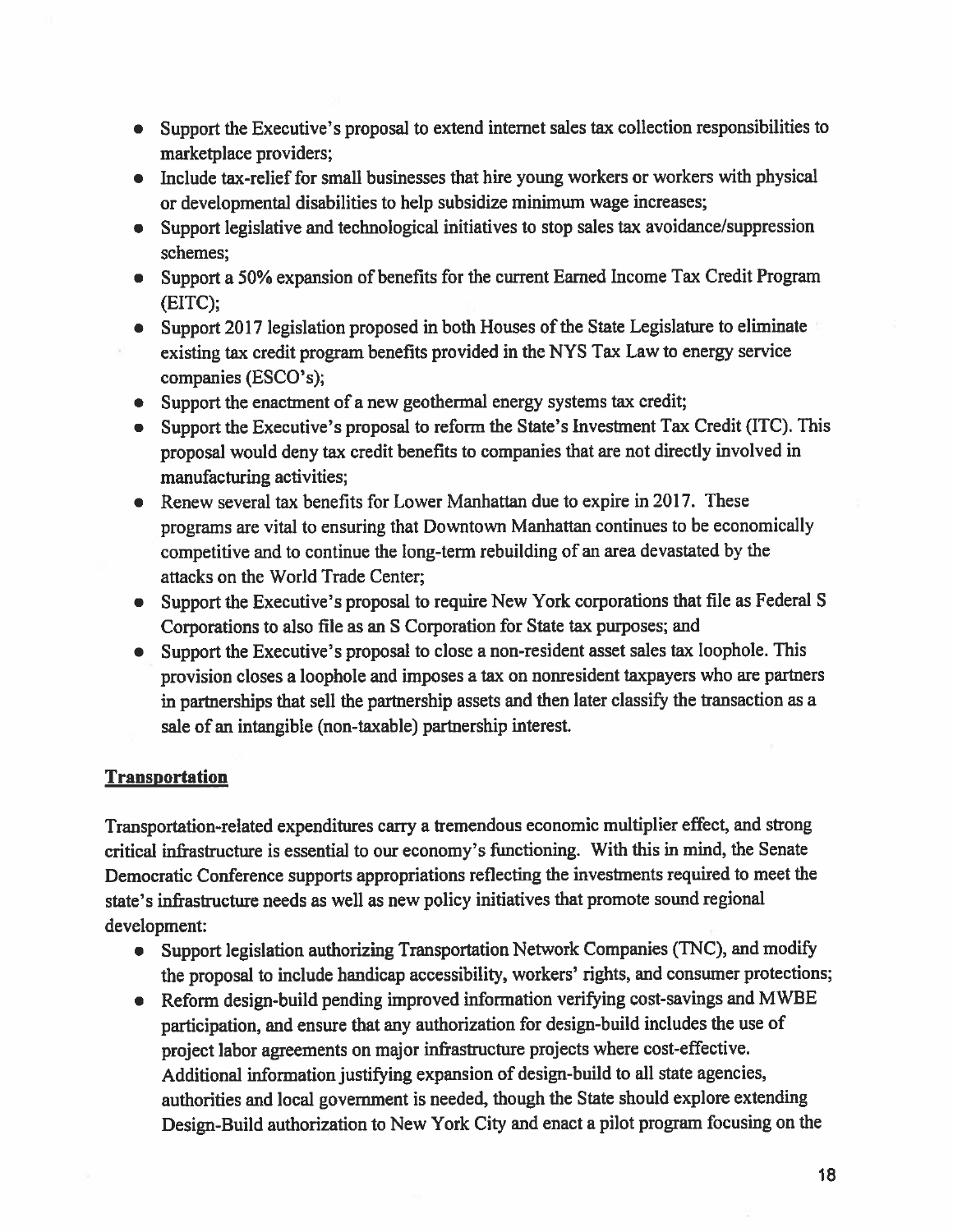- Support the Executive's proposal to extend internet sales tax collection responsibilities to marketplace providers;
- Include tax-relief for small businesses that hire young workers or workers with physical or developmental disabilities to help subsidize minimum wage increases;
- Support legislative and technological initiatives to stop sales tax avoidance/suppression schemes;
- Support a 50% expansion of benefits for the current Earned Income Tax Credit Program (EITC);
- Support 2017 legislation proposed in both Houses of the State Legislature to eliminate existing tax credit program benefits provided in the NYS Tax Law to energy service companies (ESCO's);
- Support the enactment of a new geothermal energy systems tax credit;
- Support the Executive's proposal to reform the State's Investment Tax Credit (ITC). This proposal would deny tax credit benefits to companies that are not directly involved in manufacturing activities;
- Renew several tax benefits for Lower Manhattan due to expire in 2017. These programs are vital to ensuring that Downtown Manhattan continues to be economically competitive and to continue the long-term rebuilding of an area devastated by the attacks on the World Trade Center;
- Support the Executive's proposal to require New York corporations that file as Federal S Corporations to also file as an S Corporation for State tax purposes; and
- Support the Executive's proposal to close a non-resident asset sales tax loophole. This provision closes a loophole and imposes a tax on nonresident taxpayers who are partners in partnerships that sell the partnership assets and then later classify the transaction as a sale of an intangible (non-taxable) partnership interest.

## Transportation

Transportation-related expenditures carry a tremendous economic multiplier effect, and strong critical infrastructure is essential to our economy's functioning. With this in mind, the Senate Democratic Conference supports appropriations reflecting the investments required to meet the state's infrastructure needs as well as new policy initiatives that promote sound regional development:

- Support legislation authorizing Transportation Network Companies (TNC), and modify the proposal to include handicap accessibility, workers' rights, and consumer protections;
- Reform design-build pending improved information verifying cost-savings and MWBE participation, and ensure that any authorization for design-build includes the use of project labor agreements on major infrastructure projects where cost-effective. Additional information justifying expansion of design-build to all state agencies, authorities and local government is needed, though the State should explore extending Design-Build authorization to New York City and enact a pilot program focusing on the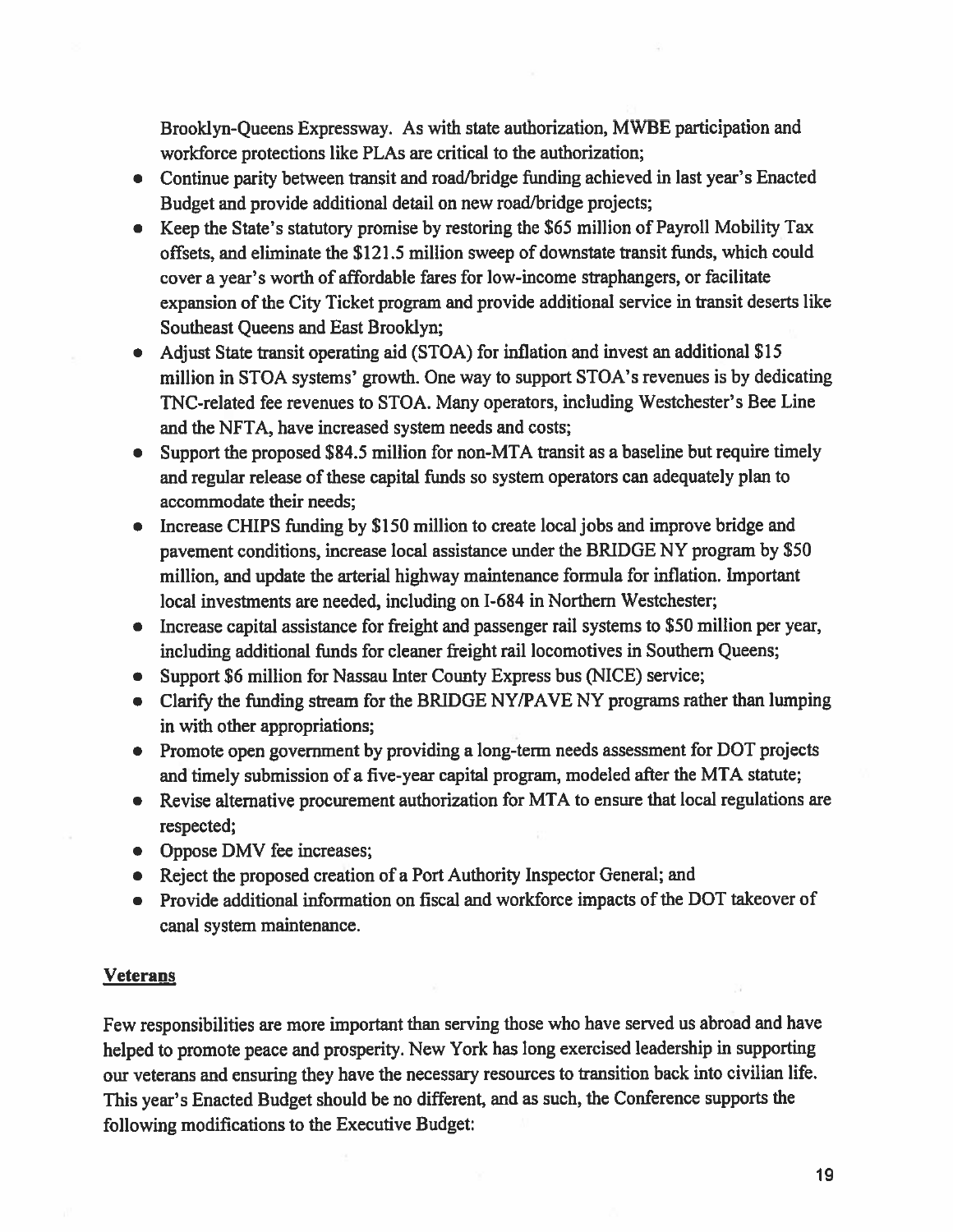Brooklyn-Queens Expressway. As with state authorization, MWBE participation and workforce protections like PLAs are critical to the authorization;

- Continue parity between transit and road/bridge funding achieved in last year's Enacted Budget and provide additional detail on new road/bridge projects;
- Keep the State's statutory promise by restoring the $65 million of Payroll Mobility Tax offsets, and eliminate the $121.5 million sweep of downstate transit funds, which could cover a year's worth of affordable fares for low-income straphangers, or facilitate expansion of the City Ticket program and provide additional service in transit deserts like Southeast Queens and East Brooklyn;
- Adjust State transit operating aid (STOA) for inflation and invest an additional $15 million in STOA systems' growth. One way to support STOA's revenues is by dedicating TNC-related fee revenues to STOA. Many operators, including Westchester's Bee Line and the NFTA, have increased system needs and costs;
- Support the proposed $84.5 million for non-MTA transit as a baseline but require timely and regular release of these capital funds so system operators can adequately plan to accommodate their needs;
- Increase CHIPS funding by $150 million to create local jobs and improve bridge and pavement conditions, increase local assistance under the BRIDGE NY program by $50 million, and update the arterial highway maintenance formula for inflation. Important local investments are needed, including on I-684 in Northern Westchester;
- Increase capital assistance for freight and passenger rail systems to $50 million per year, including additional funds for cleaner freight rail locomotives in Southern Queens;
- Support $6 million for Nassau Inter County Express bus (NICE) service;
- Clarify the funding stream for the BRIDGE NY/PAVE NY programs rather than lumping in with other appropriations;
- Promote open government by providing a long-term needs assessment for DOT projects and timely submission of a five-year capital program, modeled after the MTA statute;
- Revise alternative procurement authorization for MTA to ensure that local regulations are respected;
- Oppose DMV fee increases;
- Reject the proposed creation of a Port Authority Inspector General; and
- Provide additional information on fiscal and workforce impacts of the DOT takeover of canal system maintenance.

## Veterans

Few responsibilities are more important than serving those who have served us abroad and have helped to promote peace and prosperity. New York has long exercised leadership in supporting our veterans and ensuring they have the necessary resources to transition back into civilian life. This year's Enacted Budget should be no different, and as such, the Conference supports the following modifications to the Executive Budget: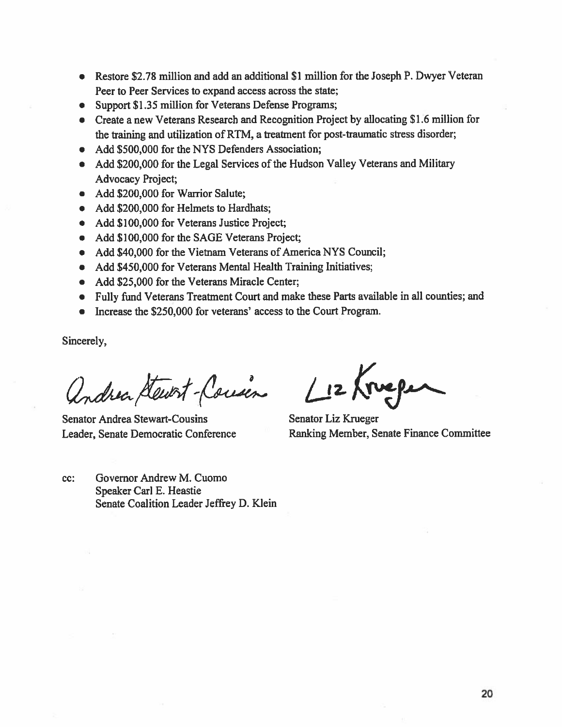- Restore $2.78 million and add an additional $1 million for the Joseph P. Dwyer Veteran Peer to Peer Services to expand access across the state;
- Support $1.35 million for Veterans Defense Programs;
- Create a new Veterans Research and Recognition Project by allocating $1.6 million for the training and utilization of RTM, a treatment for post-traumatic stress disorder;
- Add $500,000 for the NYS Defenders Association;
- Add $200,000 for the Legal Services of the Hudson Valley Veterans and Military Advocacy Project;
- Add $200,000 for Warrior Salute;
- Add $200,000 for Helmets to Hardhats;
- Add $100,000 for Veterans Justice Project;
- Add $100,000 for the SAGE Veterans Project;
- Add $40,000 for the Vietnam Veterans of America NYS Council;
- Add $450,000 for Veterans Mental Health Training Initiatives;
- Add $25,000 for the Veterans Miracle Center;
- Fully fund Veterans Treatment Court and make these Parts available in all counties; and
- Increase the $250,000 for veterans' access to the Court Program.

Sincerely,

Senator Andrea Stewart-Cousins
Leader, Senate Democratic Conference

Senator Liz Krueger
Ranking Member, Senate Finance Committee

cc: Governor Andrew M. Cuomo
Speaker Carl E. Heastie
Senate Coalition Leader Jeffrey D. Klein